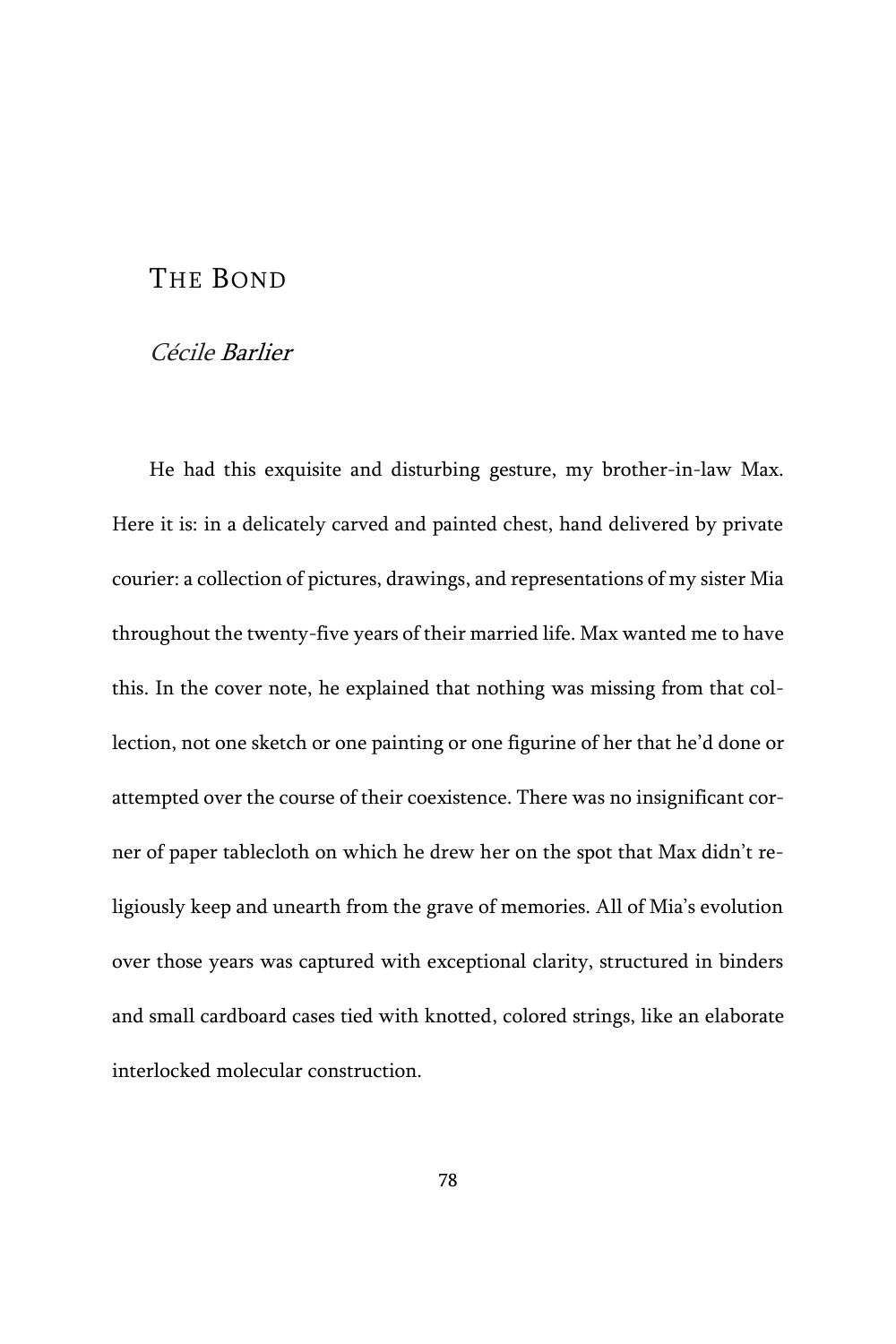# The Bond

*Cécile Barlier*

He had this exquisite and disturbing gesture, my brother-in-law Max. Here it is: in a delicately carved and painted chest, hand delivered by private courier: a collection of pictures, drawings, and representations of my sister Mia throughout the twenty-five years of their married life. Max wanted me to have this. In the cover note, he explained that nothing was missing from that collection, not one sketch or one painting or one figurine of her that he'd done or attempted over the course of their coexistence. There was no insignificant corner of paper tablecloth on which he drew her on the spot that Max didn't religiously keep and unearth from the grave of memories. All of Mia's evolution over those years was captured with exceptional clarity, structured in binders and small cardboard cases tied with knotted, colored strings, like an elaborate interlocked molecular construction.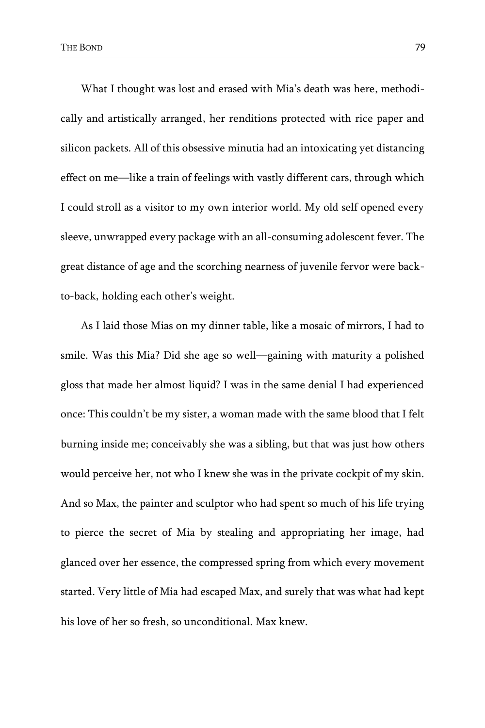What I thought was lost and erased with Mia's death was here, methodically and artistically arranged, her renditions protected with rice paper and silicon packets. All of this obsessive minutia had an intoxicating yet distancing effect on me—like a train of feelings with vastly different cars, through which I could stroll as a visitor to my own interior world. My old self opened every sleeve, unwrapped every package with an all-consuming adolescent fever. The great distance of age and the scorching nearness of juvenile fervor were back-to-back, holding each other's weight.

As I laid those Mias on my dinner table, like a mosaic of mirrors, I had to smile. Was this Mia? Did she age so well—gaining with maturity a polished gloss that made her almost liquid? I was in the same denial I had experienced once: This couldn't be my sister, a woman made with the same blood that I felt burning inside me; conceivably she was a sibling, but that was just how others would perceive her, not who I knew she was in the private cockpit of my skin. And so Max, the painter and sculptor who had spent so much of his life trying to pierce the secret of Mia by stealing and appropriating her image, had glanced over her essence, the compressed spring from which every movement started. Very little of Mia had escaped Max, and surely that was what had kept his love of her so fresh, so unconditional. Max knew.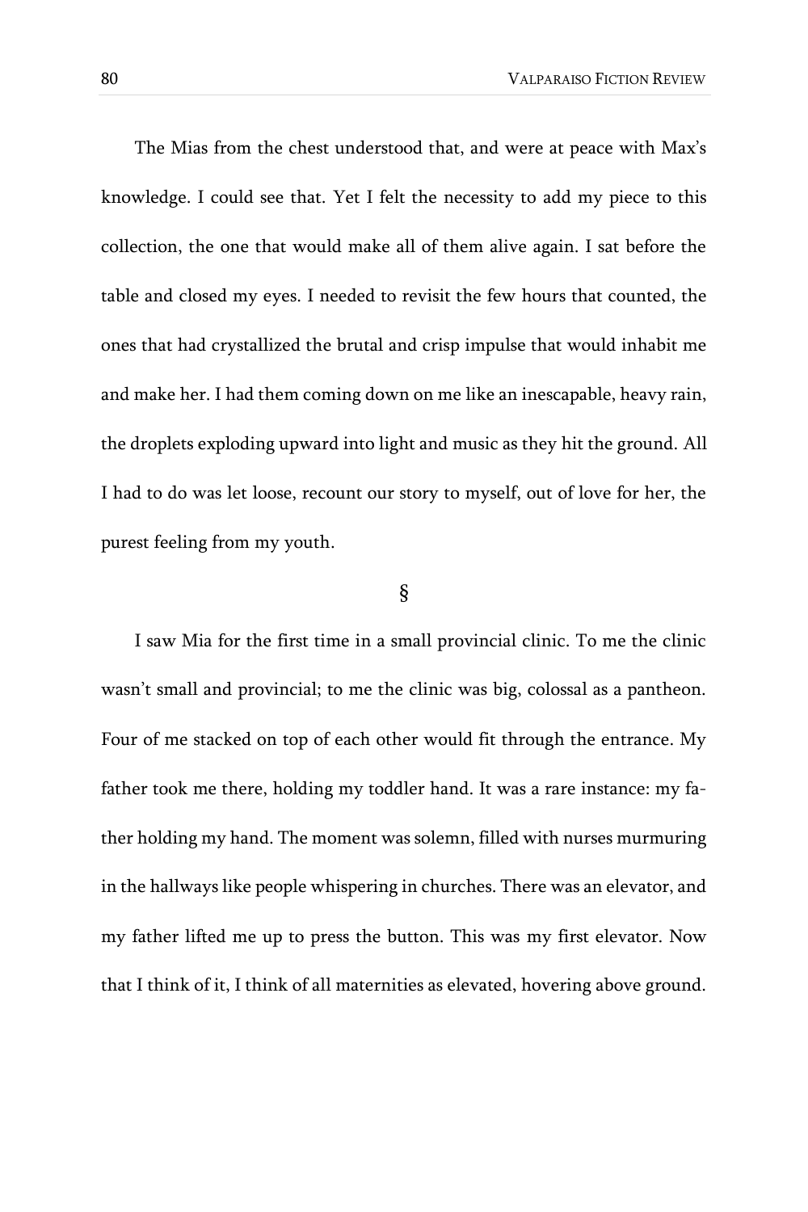The Mias from the chest understood that, and were at peace with Max's knowledge. I could see that. Yet I felt the necessity to add my piece to this collection, the one that would make all of them alive again. I sat before the table and closed my eyes. I needed to revisit the few hours that counted, the ones that had crystallized the brutal and crisp impulse that would inhabit me and make her. I had them coming down on me like an inescapable, heavy rain, the droplets exploding upward into light and music as they hit the ground. All I had to do was let loose, recount our story to myself, out of love for her, the purest feeling from my youth.

§

I saw Mia for the first time in a small provincial clinic. To me the clinic wasn't small and provincial; to me the clinic was big, colossal as a pantheon. Four of me stacked on top of each other would fit through the entrance. My father took me there, holding my toddler hand. It was a rare instance: my father holding my hand. The moment was solemn, filled with nurses murmuring in the hallways like people whispering in churches. There was an elevator, and my father lifted me up to press the button. This was my first elevator. Now that I think of it, I think of all maternities as elevated, hovering above ground.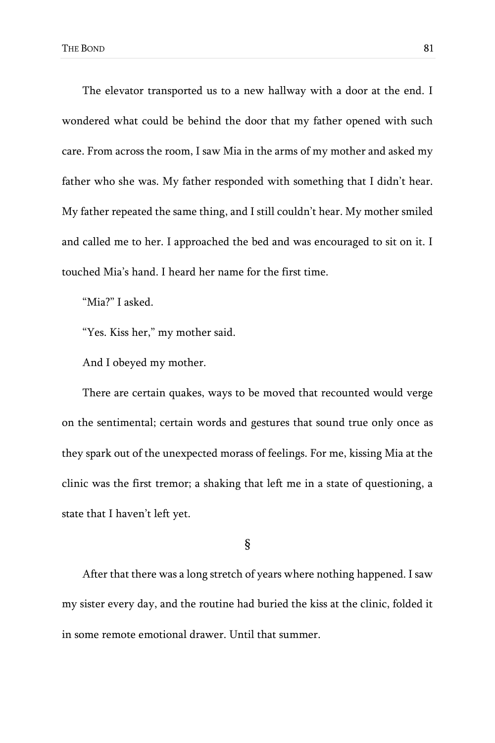The elevator transported us to a new hallway with a door at the end. I wondered what could be behind the door that my father opened with such care. From across the room, I saw Mia in the arms of my mother and asked my father who she was. My father responded with something that I didn't hear. My father repeated the same thing, and I still couldn't hear. My mother smiled and called me to her. I approached the bed and was encouraged to sit on it. I touched Mia's hand. I heard her name for the first time.

"Mia?" I asked.

"Yes. Kiss her," my mother said.

And I obeyed my mother.

There are certain quakes, ways to be moved that recounted would verge on the sentimental; certain words and gestures that sound true only once as they spark out of the unexpected morass of feelings. For me, kissing Mia at the clinic was the first tremor; a shaking that left me in a state of questioning, a state that I haven't left yet.

§

After that there was a long stretch of years where nothing happened. I saw my sister every day, and the routine had buried the kiss at the clinic, folded it in some remote emotional drawer. Until that summer.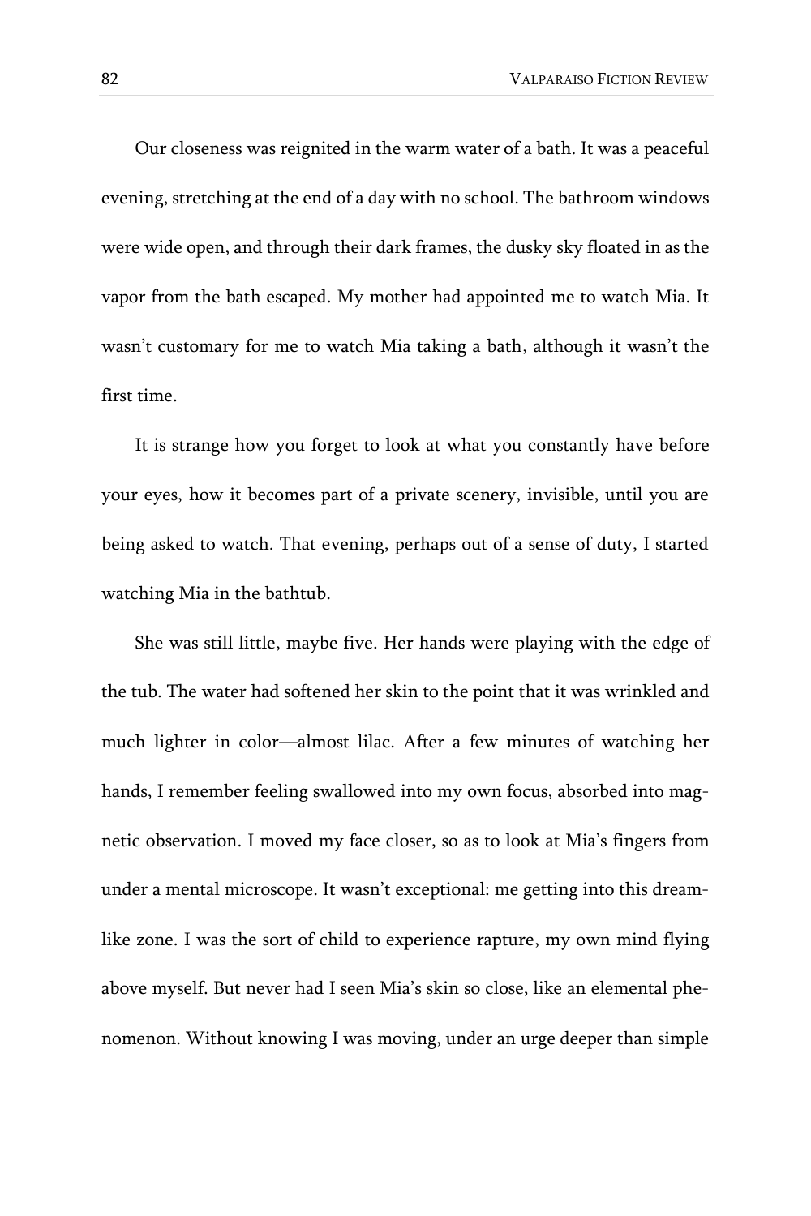Our closeness was reignited in the warm water of a bath. It was a peaceful evening, stretching at the end of a day with no school. The bathroom windows were wide open, and through their dark frames, the dusky sky floated in as the vapor from the bath escaped. My mother had appointed me to watch Mia. It wasn't customary for me to watch Mia taking a bath, although it wasn't the first time.

It is strange how you forget to look at what you constantly have before your eyes, how it becomes part of a private scenery, invisible, until you are being asked to watch. That evening, perhaps out of a sense of duty, I started watching Mia in the bathtub.

She was still little, maybe five. Her hands were playing with the edge of the tub. The water had softened her skin to the point that it was wrinkled and much lighter in color—almost lilac. After a few minutes of watching her hands, I remember feeling swallowed into my own focus, absorbed into magnetic observation. I moved my face closer, so as to look at Mia's fingers from under a mental microscope. It wasn't exceptional: me getting into this dream-like zone. I was the sort of child to experience rapture, my own mind flying above myself. But never had I seen Mia's skin so close, like an elemental phenomenon. Without knowing I was moving, under an urge deeper than simple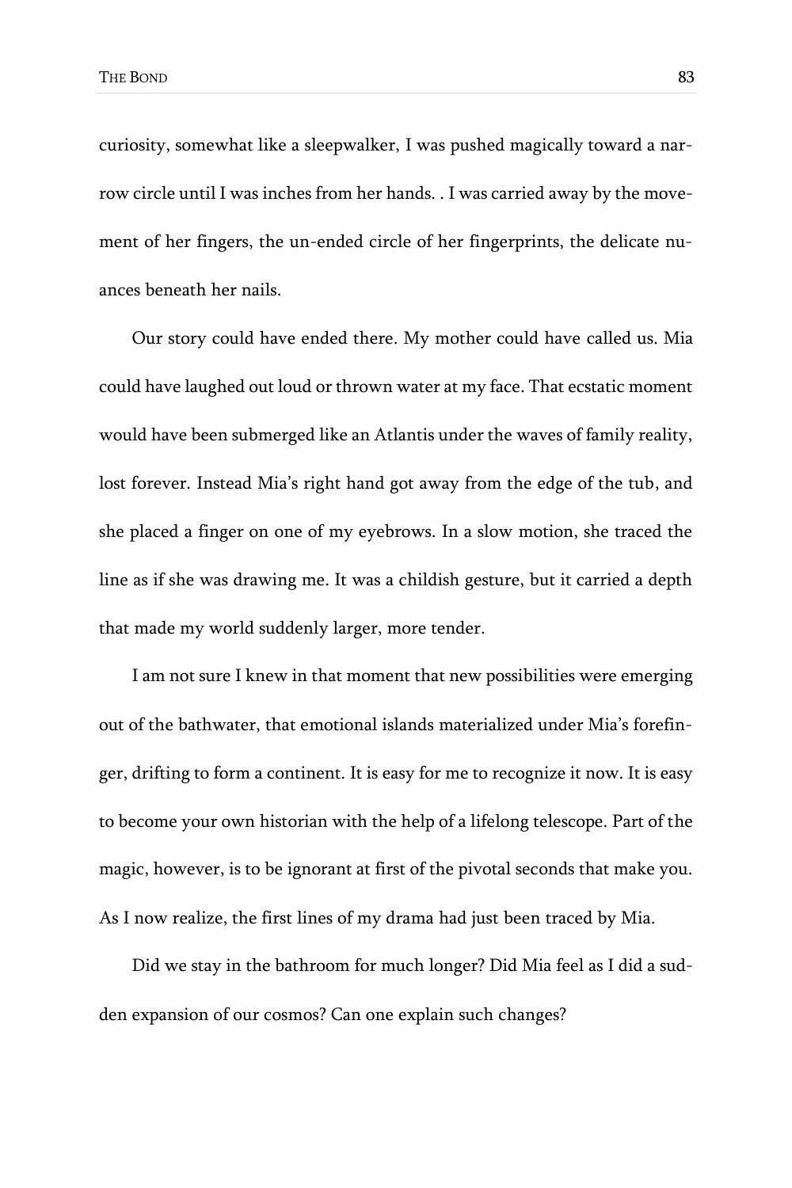curiosity, somewhat like a sleepwalker, I was pushed magically toward a narrow circle until I was inches from her hands. . I was carried away by the movement of her fingers, the un-ended circle of her fingerprints, the delicate nuances beneath her nails.

Our story could have ended there. My mother could have called us. Mia could have laughed out loud or thrown water at my face. That ecstatic moment would have been submerged like an Atlantis under the waves of family reality, lost forever. Instead Mia's right hand got away from the edge of the tub, and she placed a finger on one of my eyebrows. In a slow motion, she traced the line as if she was drawing me. It was a childish gesture, but it carried a depth that made my world suddenly larger, more tender.

I am not sure I knew in that moment that new possibilities were emerging out of the bathwater, that emotional islands materialized under Mia's forefinger, drifting to form a continent. It is easy for me to recognize it now. It is easy to become your own historian with the help of a lifelong telescope. Part of the magic, however, is to be ignorant at first of the pivotal seconds that make you. As I now realize, the first lines of my drama had just been traced by Mia.

Did we stay in the bathroom for much longer? Did Mia feel as I did a sudden expansion of our cosmos? Can one explain such changes?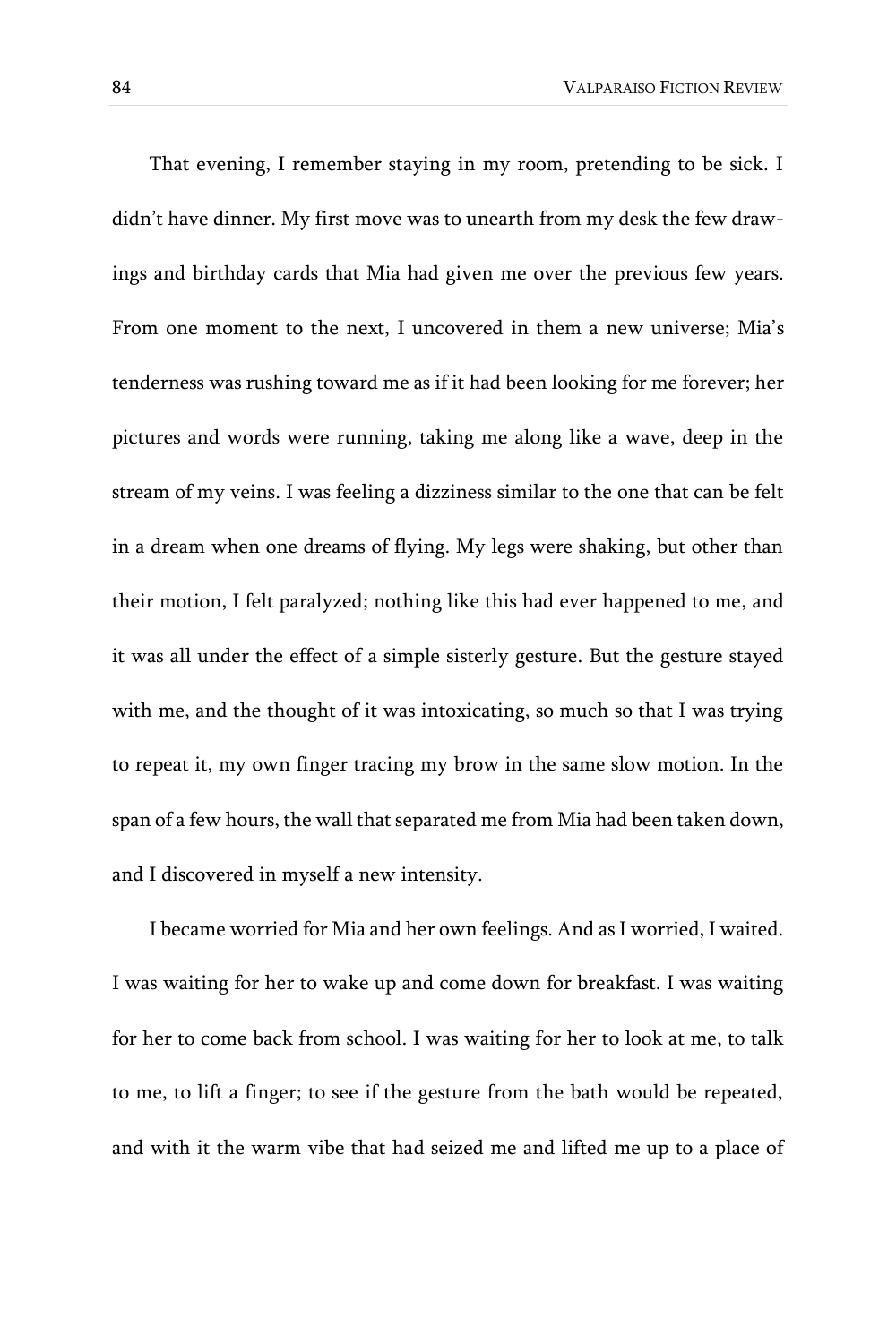That evening, I remember staying in my room, pretending to be sick. I didn't have dinner. My first move was to unearth from my desk the few drawings and birthday cards that Mia had given me over the previous few years. From one moment to the next, I uncovered in them a new universe; Mia's tenderness was rushing toward me as if it had been looking for me forever; her pictures and words were running, taking me along like a wave, deep in the stream of my veins. I was feeling a dizziness similar to the one that can be felt in a dream when one dreams of flying. My legs were shaking, but other than their motion, I felt paralyzed; nothing like this had ever happened to me, and it was all under the effect of a simple sisterly gesture. But the gesture stayed with me, and the thought of it was intoxicating, so much so that I was trying to repeat it, my own finger tracing my brow in the same slow motion. In the span of a few hours, the wall that separated me from Mia had been taken down, and I discovered in myself a new intensity.

I became worried for Mia and her own feelings. And as I worried, I waited. I was waiting for her to wake up and come down for breakfast. I was waiting for her to come back from school. I was waiting for her to look at me, to talk to me, to lift a finger; to see if the gesture from the bath would be repeated, and with it the warm vibe that had seized me and lifted me up to a place of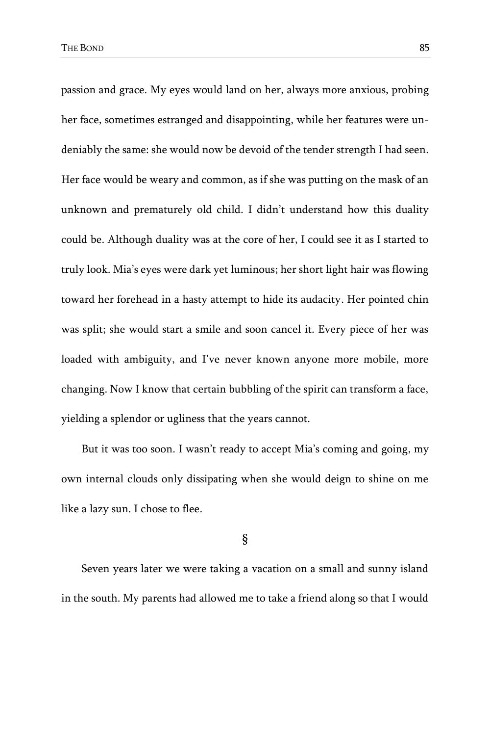passion and grace. My eyes would land on her, always more anxious, probing her face, sometimes estranged and disappointing, while her features were undeniably the same: she would now be devoid of the tender strength I had seen. Her face would be weary and common, as if she was putting on the mask of an unknown and prematurely old child. I didn't understand how this duality could be. Although duality was at the core of her, I could see it as I started to truly look. Mia's eyes were dark yet luminous; her short light hair was flowing toward her forehead in a hasty attempt to hide its audacity. Her pointed chin was split; she would start a smile and soon cancel it. Every piece of her was loaded with ambiguity, and I've never known anyone more mobile, more changing. Now I know that certain bubbling of the spirit can transform a face, yielding a splendor or ugliness that the years cannot.

But it was too soon. I wasn't ready to accept Mia's coming and going, my own internal clouds only dissipating when she would deign to shine on me like a lazy sun. I chose to flee.

§

Seven years later we were taking a vacation on a small and sunny island in the south. My parents had allowed me to take a friend along so that I would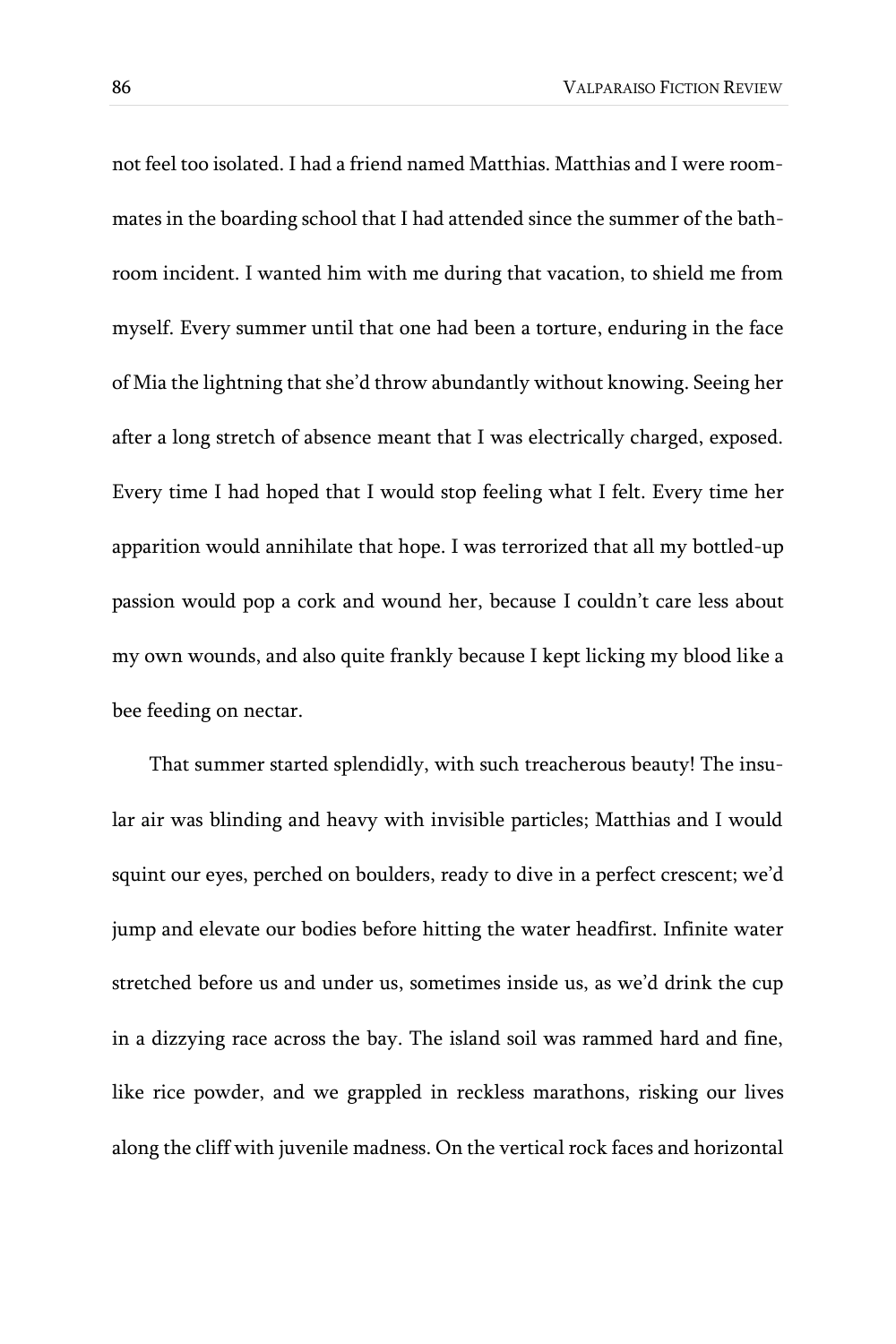not feel too isolated. I had a friend named Matthias. Matthias and I were roommates in the boarding school that I had attended since the summer of the bathroom incident. I wanted him with me during that vacation, to shield me from myself. Every summer until that one had been a torture, enduring in the face of Mia the lightning that she'd throw abundantly without knowing. Seeing her after a long stretch of absence meant that I was electrically charged, exposed. Every time I had hoped that I would stop feeling what I felt. Every time her apparition would annihilate that hope. I was terrorized that all my bottled-up passion would pop a cork and wound her, because I couldn't care less about my own wounds, and also quite frankly because I kept licking my blood like a bee feeding on nectar.

That summer started splendidly, with such treacherous beauty! The insular air was blinding and heavy with invisible particles; Matthias and I would squint our eyes, perched on boulders, ready to dive in a perfect crescent; we'd jump and elevate our bodies before hitting the water headfirst. Infinite water stretched before us and under us, sometimes inside us, as we'd drink the cup in a dizzying race across the bay. The island soil was rammed hard and fine, like rice powder, and we grappled in reckless marathons, risking our lives along the cliff with juvenile madness. On the vertical rock faces and horizontal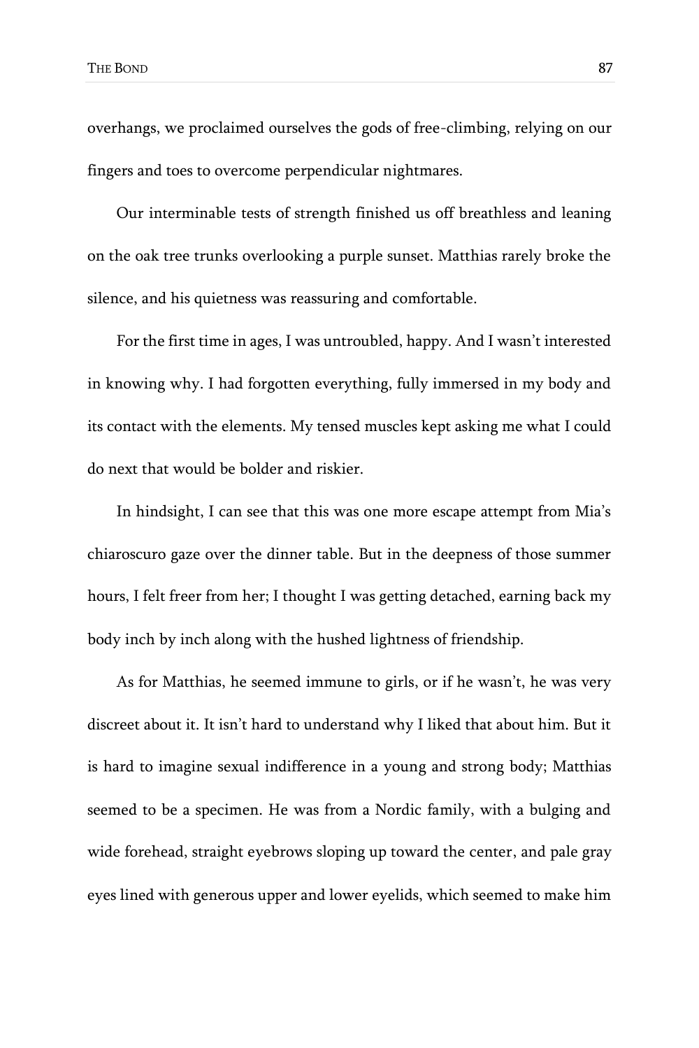overhangs, we proclaimed ourselves the gods of free-climbing, relying on our fingers and toes to overcome perpendicular nightmares.

Our interminable tests of strength finished us off breathless and leaning on the oak tree trunks overlooking a purple sunset. Matthias rarely broke the silence, and his quietness was reassuring and comfortable.

For the first time in ages, I was untroubled, happy. And I wasn't interested in knowing why. I had forgotten everything, fully immersed in my body and its contact with the elements. My tensed muscles kept asking me what I could do next that would be bolder and riskier.

In hindsight, I can see that this was one more escape attempt from Mia's chiaroscuro gaze over the dinner table. But in the deepness of those summer hours, I felt freer from her; I thought I was getting detached, earning back my body inch by inch along with the hushed lightness of friendship.

As for Matthias, he seemed immune to girls, or if he wasn't, he was very discreet about it. It isn't hard to understand why I liked that about him. But it is hard to imagine sexual indifference in a young and strong body; Matthias seemed to be a specimen. He was from a Nordic family, with a bulging and wide forehead, straight eyebrows sloping up toward the center, and pale gray eyes lined with generous upper and lower eyelids, which seemed to make him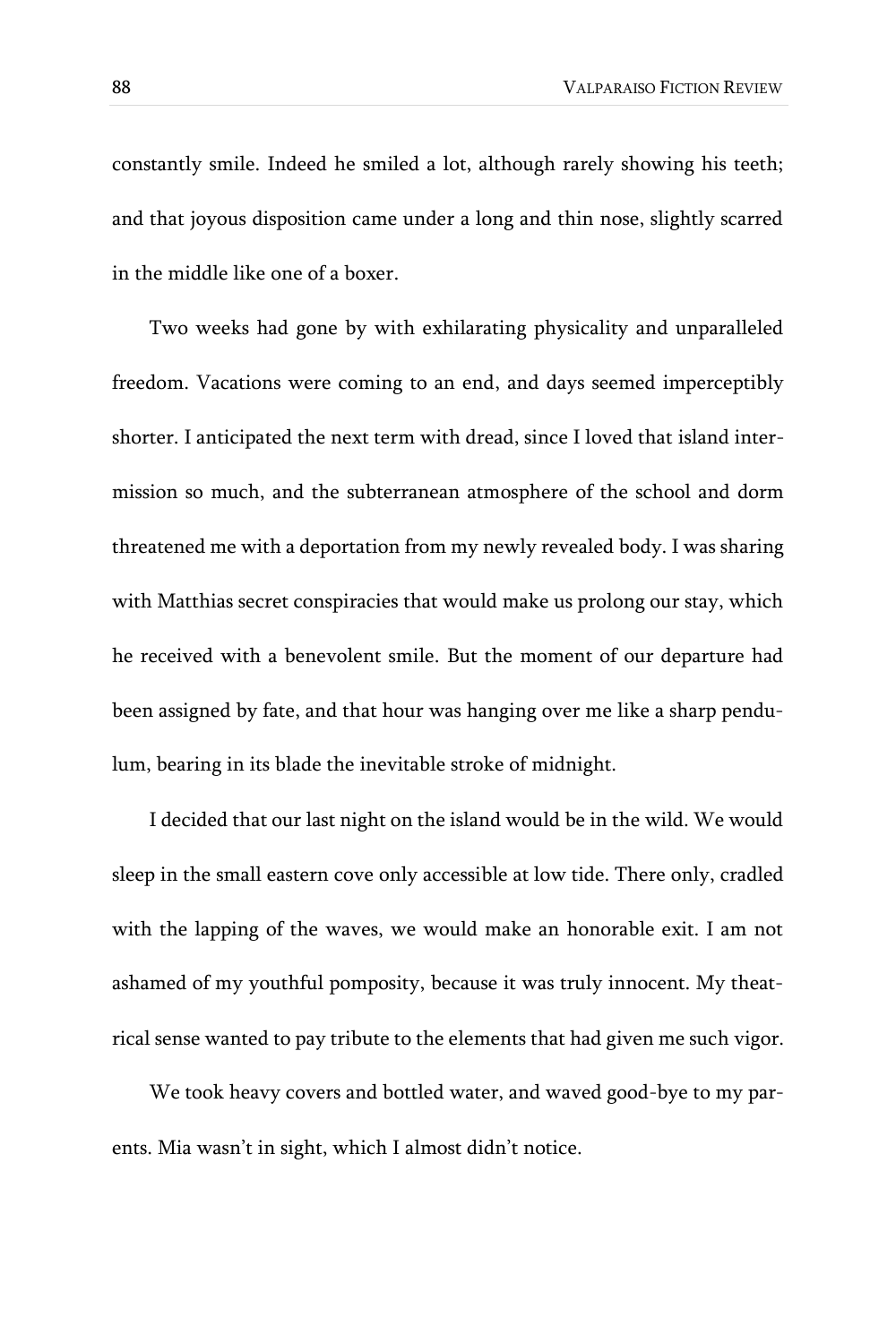constantly smile. Indeed he smiled a lot, although rarely showing his teeth; and that joyous disposition came under a long and thin nose, slightly scarred in the middle like one of a boxer.

Two weeks had gone by with exhilarating physicality and unparalleled freedom. Vacations were coming to an end, and days seemed imperceptibly shorter. I anticipated the next term with dread, since I loved that island intermission so much, and the subterranean atmosphere of the school and dorm threatened me with a deportation from my newly revealed body. I was sharing with Matthias secret conspiracies that would make us prolong our stay, which he received with a benevolent smile. But the moment of our departure had been assigned by fate, and that hour was hanging over me like a sharp pendulum, bearing in its blade the inevitable stroke of midnight.

I decided that our last night on the island would be in the wild. We would sleep in the small eastern cove only accessible at low tide. There only, cradled with the lapping of the waves, we would make an honorable exit. I am not ashamed of my youthful pomposity, because it was truly innocent. My theatrical sense wanted to pay tribute to the elements that had given me such vigor.

We took heavy covers and bottled water, and waved good-bye to my parents. Mia wasn't in sight, which I almost didn't notice.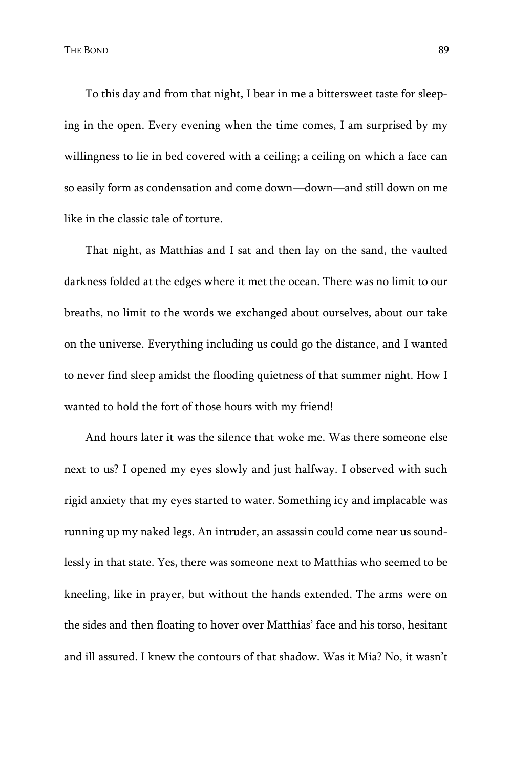To this day and from that night, I bear in me a bittersweet taste for sleeping in the open. Every evening when the time comes, I am surprised by my willingness to lie in bed covered with a ceiling; a ceiling on which a face can so easily form as condensation and come down—down—and still down on me like in the classic tale of torture.

That night, as Matthias and I sat and then lay on the sand, the vaulted darkness folded at the edges where it met the ocean. There was no limit to our breaths, no limit to the words we exchanged about ourselves, about our take on the universe. Everything including us could go the distance, and I wanted to never find sleep amidst the flooding quietness of that summer night. How I wanted to hold the fort of those hours with my friend!

And hours later it was the silence that woke me. Was there someone else next to us? I opened my eyes slowly and just halfway. I observed with such rigid anxiety that my eyes started to water. Something icy and implacable was running up my naked legs. An intruder, an assassin could come near us soundlessly in that state. Yes, there was someone next to Matthias who seemed to be kneeling, like in prayer, but without the hands extended. The arms were on the sides and then floating to hover over Matthias' face and his torso, hesitant and ill assured. I knew the contours of that shadow. Was it Mia? No, it wasn't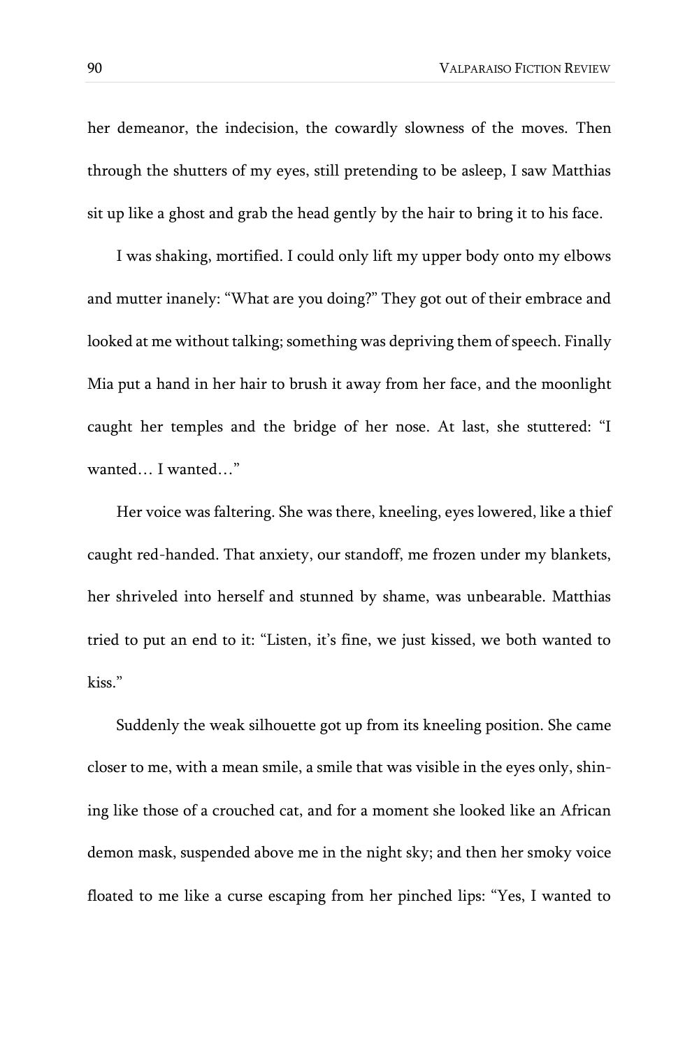her demeanor, the indecision, the cowardly slowness of the moves. Then through the shutters of my eyes, still pretending to be asleep, I saw Matthias sit up like a ghost and grab the head gently by the hair to bring it to his face.

I was shaking, mortified. I could only lift my upper body onto my elbows and mutter inanely: “What are you doing?” They got out of their embrace and looked at me without talking; something was depriving them of speech. Finally Mia put a hand in her hair to brush it away from her face, and the moonlight caught her temples and the bridge of her nose. At last, she stuttered: “I wanted… I wanted…”

Her voice was faltering. She was there, kneeling, eyes lowered, like a thief caught red-handed. That anxiety, our standoff, me frozen under my blankets, her shriveled into herself and stunned by shame, was unbearable. Matthias tried to put an end to it: “Listen, it’s fine, we just kissed, we both wanted to kiss.”

Suddenly the weak silhouette got up from its kneeling position. She came closer to me, with a mean smile, a smile that was visible in the eyes only, shining like those of a crouched cat, and for a moment she looked like an African demon mask, suspended above me in the night sky; and then her smoky voice floated to me like a curse escaping from her pinched lips: “Yes, I wanted to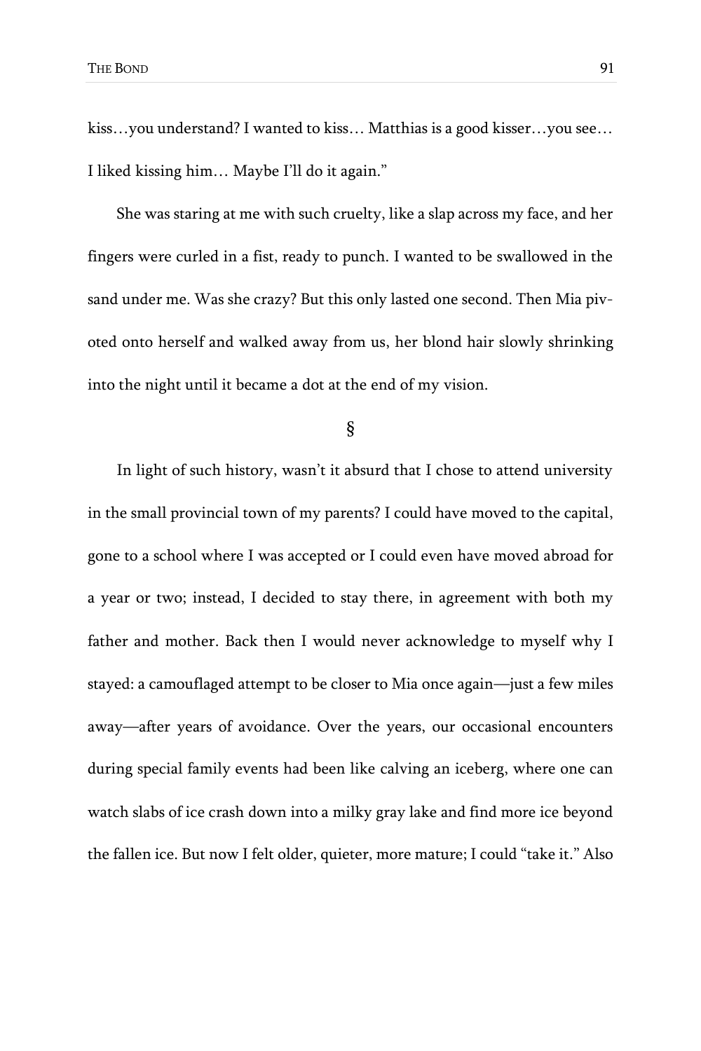kiss…you understand? I wanted to kiss… Matthias is a good kisser…you see… I liked kissing him… Maybe I'll do it again."

She was staring at me with such cruelty, like a slap across my face, and her fingers were curled in a fist, ready to punch. I wanted to be swallowed in the sand under me. Was she crazy? But this only lasted one second. Then Mia pivoted onto herself and walked away from us, her blond hair slowly shrinking into the night until it became a dot at the end of my vision.

§

In light of such history, wasn't it absurd that I chose to attend university in the small provincial town of my parents? I could have moved to the capital, gone to a school where I was accepted or I could even have moved abroad for a year or two; instead, I decided to stay there, in agreement with both my father and mother. Back then I would never acknowledge to myself why I stayed: a camouflaged attempt to be closer to Mia once again—just a few miles away—after years of avoidance. Over the years, our occasional encounters during special family events had been like calving an iceberg, where one can watch slabs of ice crash down into a milky gray lake and find more ice beyond the fallen ice. But now I felt older, quieter, more mature; I could "take it." Also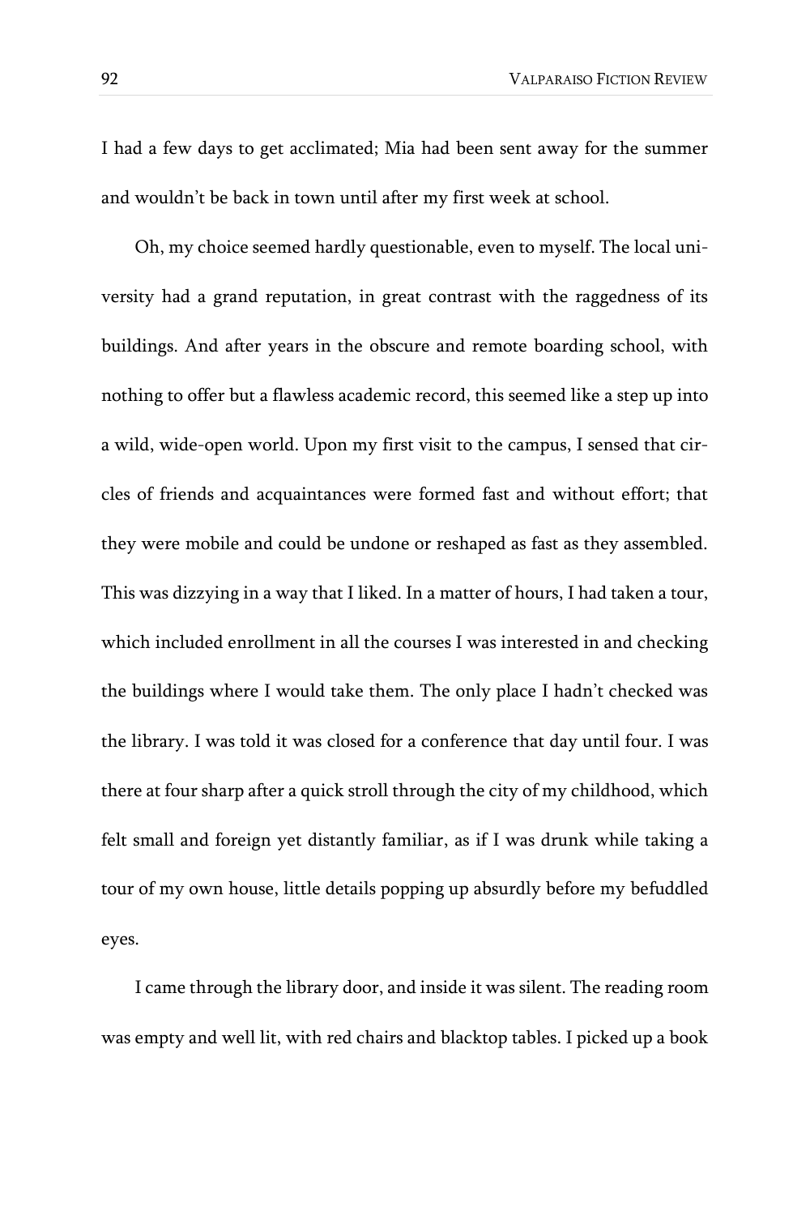I had a few days to get acclimated; Mia had been sent away for the summer and wouldn't be back in town until after my first week at school.

Oh, my choice seemed hardly questionable, even to myself. The local university had a grand reputation, in great contrast with the raggedness of its buildings. And after years in the obscure and remote boarding school, with nothing to offer but a flawless academic record, this seemed like a step up into a wild, wide-open world. Upon my first visit to the campus, I sensed that circles of friends and acquaintances were formed fast and without effort; that they were mobile and could be undone or reshaped as fast as they assembled. This was dizzying in a way that I liked. In a matter of hours, I had taken a tour, which included enrollment in all the courses I was interested in and checking the buildings where I would take them. The only place I hadn't checked was the library. I was told it was closed for a conference that day until four. I was there at four sharp after a quick stroll through the city of my childhood, which felt small and foreign yet distantly familiar, as if I was drunk while taking a tour of my own house, little details popping up absurdly before my befuddled eyes.

I came through the library door, and inside it was silent. The reading room was empty and well lit, with red chairs and blacktop tables. I picked up a book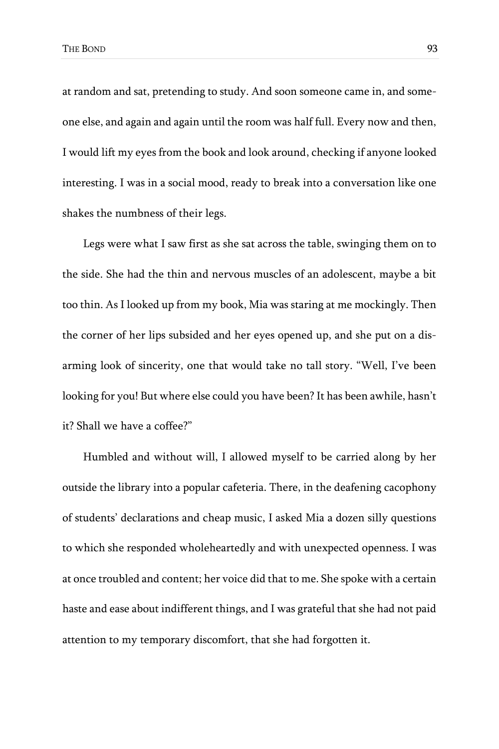at random and sat, pretending to study. And soon someone came in, and someone else, and again and again until the room was half full. Every now and then, I would lift my eyes from the book and look around, checking if anyone looked interesting. I was in a social mood, ready to break into a conversation like one shakes the numbness of their legs.

Legs were what I saw first as she sat across the table, swinging them on to the side. She had the thin and nervous muscles of an adolescent, maybe a bit too thin. As I looked up from my book, Mia was staring at me mockingly. Then the corner of her lips subsided and her eyes opened up, and she put on a disarming look of sincerity, one that would take no tall story. "Well, I've been looking for you! But where else could you have been? It has been awhile, hasn't it? Shall we have a coffee?"

Humbled and without will, I allowed myself to be carried along by her outside the library into a popular cafeteria. There, in the deafening cacophony of students' declarations and cheap music, I asked Mia a dozen silly questions to which she responded wholeheartedly and with unexpected openness. I was at once troubled and content; her voice did that to me. She spoke with a certain haste and ease about indifferent things, and I was grateful that she had not paid attention to my temporary discomfort, that she had forgotten it.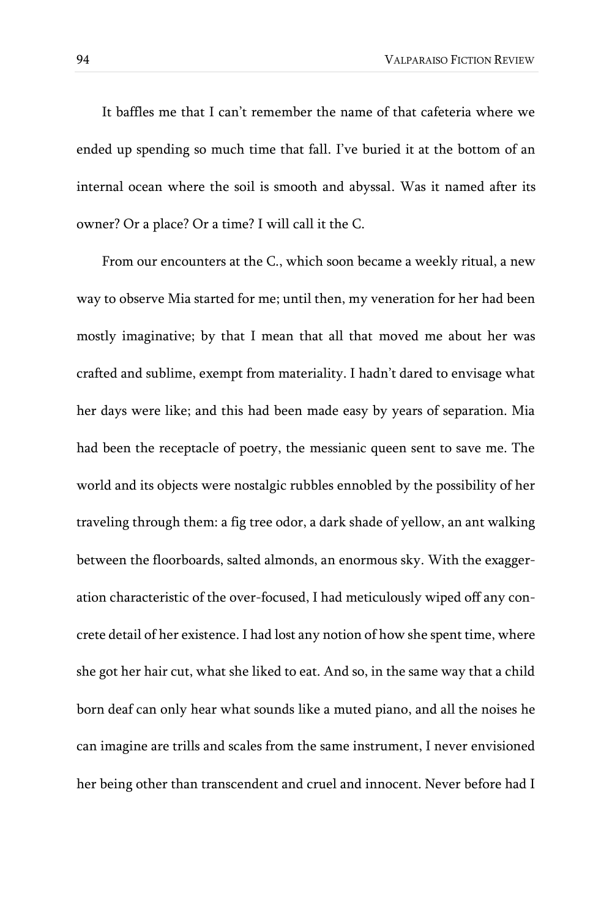It baffles me that I can't remember the name of that cafeteria where we ended up spending so much time that fall. I've buried it at the bottom of an internal ocean where the soil is smooth and abyssal. Was it named after its owner? Or a place? Or a time? I will call it the C.

From our encounters at the C., which soon became a weekly ritual, a new way to observe Mia started for me; until then, my veneration for her had been mostly imaginative; by that I mean that all that moved me about her was crafted and sublime, exempt from materiality. I hadn't dared to envisage what her days were like; and this had been made easy by years of separation. Mia had been the receptacle of poetry, the messianic queen sent to save me. The world and its objects were nostalgic rubbles ennobled by the possibility of her traveling through them: a fig tree odor, a dark shade of yellow, an ant walking between the floorboards, salted almonds, an enormous sky. With the exaggeration characteristic of the over-focused, I had meticulously wiped off any concrete detail of her existence. I had lost any notion of how she spent time, where she got her hair cut, what she liked to eat. And so, in the same way that a child born deaf can only hear what sounds like a muted piano, and all the noises he can imagine are trills and scales from the same instrument, I never envisioned her being other than transcendent and cruel and innocent. Never before had I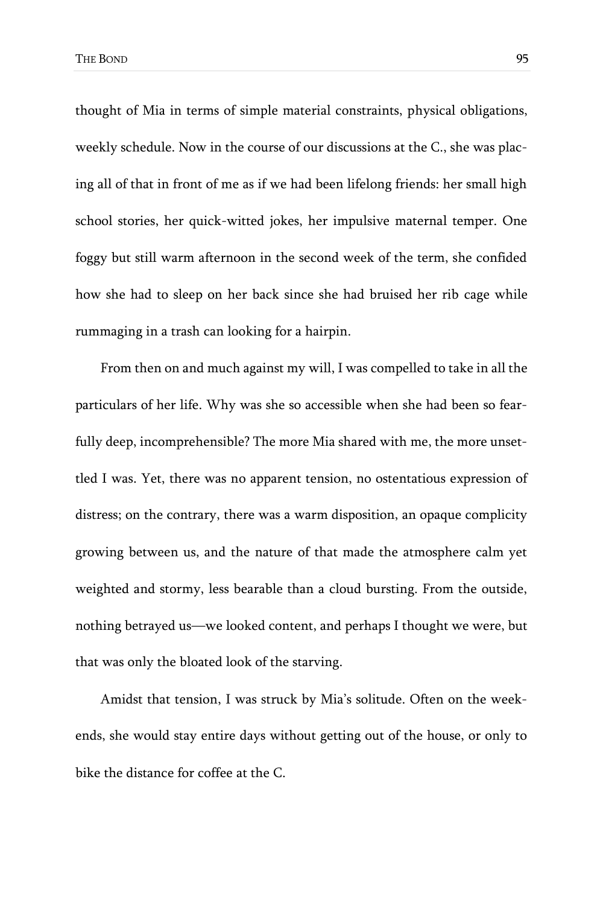thought of Mia in terms of simple material constraints, physical obligations, weekly schedule. Now in the course of our discussions at the C., she was placing all of that in front of me as if we had been lifelong friends: her small high school stories, her quick-witted jokes, her impulsive maternal temper. One foggy but still warm afternoon in the second week of the term, she confided how she had to sleep on her back since she had bruised her rib cage while rummaging in a trash can looking for a hairpin.

From then on and much against my will, I was compelled to take in all the particulars of her life. Why was she so accessible when she had been so fearfully deep, incomprehensible? The more Mia shared with me, the more unsettled I was. Yet, there was no apparent tension, no ostentatious expression of distress; on the contrary, there was a warm disposition, an opaque complicity growing between us, and the nature of that made the atmosphere calm yet weighted and stormy, less bearable than a cloud bursting. From the outside, nothing betrayed us—we looked content, and perhaps I thought we were, but that was only the bloated look of the starving.

Amidst that tension, I was struck by Mia's solitude. Often on the weekends, she would stay entire days without getting out of the house, or only to bike the distance for coffee at the C.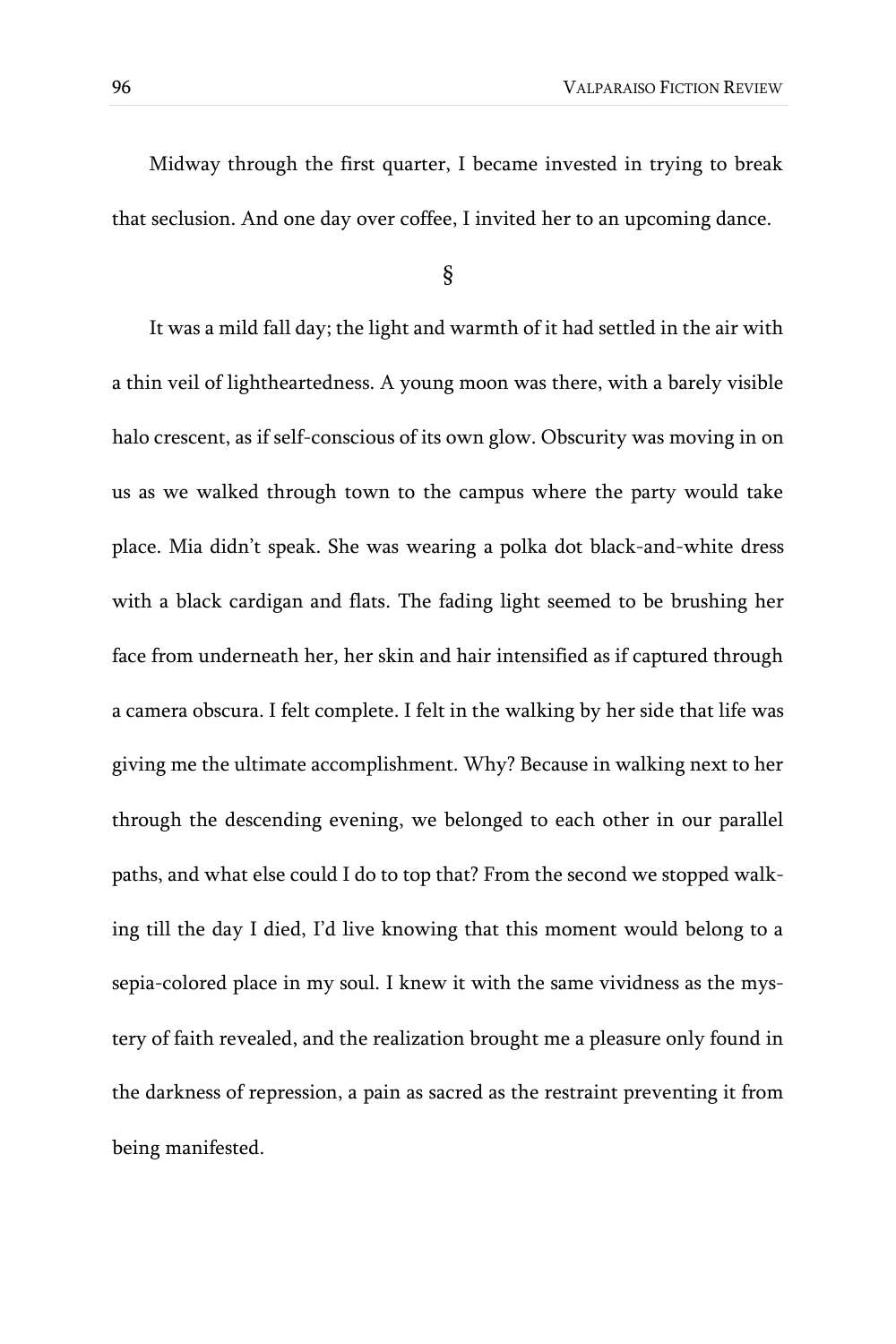Midway through the first quarter, I became invested in trying to break that seclusion. And one day over coffee, I invited her to an upcoming dance.

§

It was a mild fall day; the light and warmth of it had settled in the air with a thin veil of lightheartedness. A young moon was there, with a barely visible halo crescent, as if self-conscious of its own glow. Obscurity was moving in on us as we walked through town to the campus where the party would take place. Mia didn't speak. She was wearing a polka dot black-and-white dress with a black cardigan and flats. The fading light seemed to be brushing her face from underneath her, her skin and hair intensified as if captured through a camera obscura. I felt complete. I felt in the walking by her side that life was giving me the ultimate accomplishment. Why? Because in walking next to her through the descending evening, we belonged to each other in our parallel paths, and what else could I do to top that? From the second we stopped walking till the day I died, I'd live knowing that this moment would belong to a sepia-colored place in my soul. I knew it with the same vividness as the mystery of faith revealed, and the realization brought me a pleasure only found in the darkness of repression, a pain as sacred as the restraint preventing it from being manifested.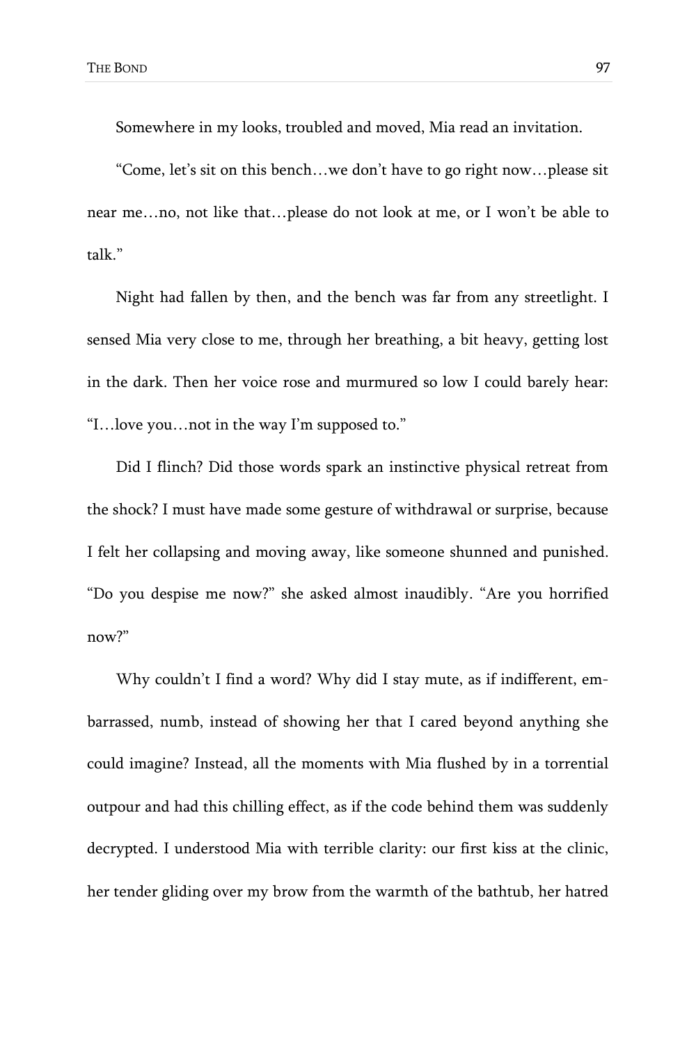Somewhere in my looks, troubled and moved, Mia read an invitation.

"Come, let's sit on this bench…we don't have to go right now…please sit near me…no, not like that…please do not look at me, or I won't be able to talk."

Night had fallen by then, and the bench was far from any streetlight. I sensed Mia very close to me, through her breathing, a bit heavy, getting lost in the dark. Then her voice rose and murmured so low I could barely hear: "I…love you…not in the way I'm supposed to."

Did I flinch? Did those words spark an instinctive physical retreat from the shock? I must have made some gesture of withdrawal or surprise, because I felt her collapsing and moving away, like someone shunned and punished. "Do you despise me now?" she asked almost inaudibly. "Are you horrified now?"

Why couldn't I find a word? Why did I stay mute, as if indifferent, embarrassed, numb, instead of showing her that I cared beyond anything she could imagine? Instead, all the moments with Mia flushed by in a torrential outpour and had this chilling effect, as if the code behind them was suddenly decrypted. I understood Mia with terrible clarity: our first kiss at the clinic, her tender gliding over my brow from the warmth of the bathtub, her hatred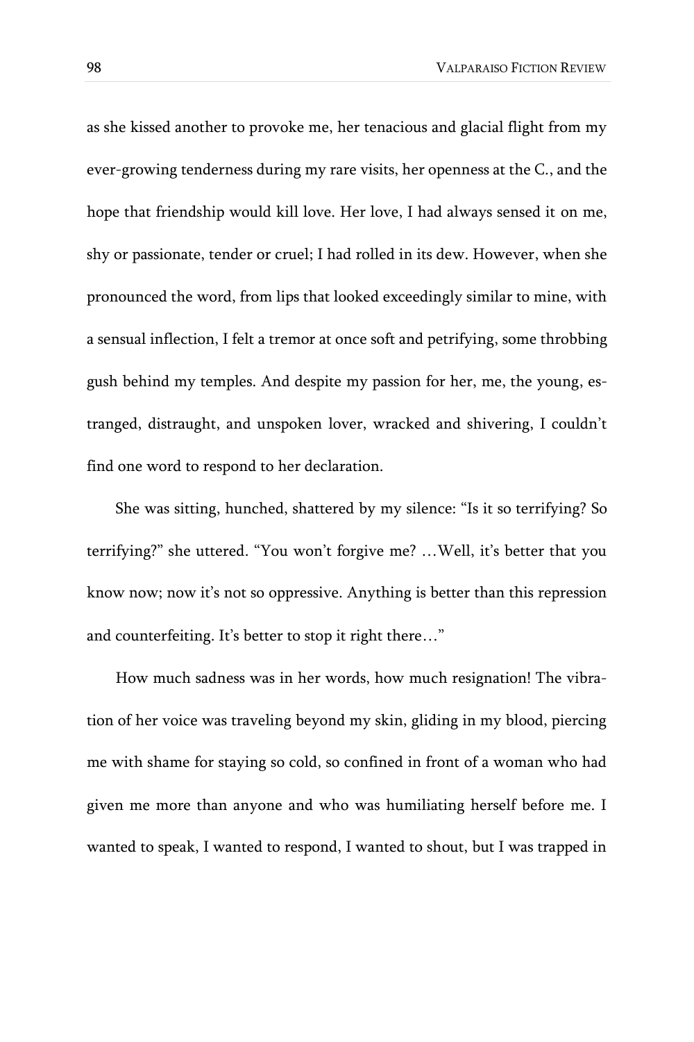as she kissed another to provoke me, her tenacious and glacial flight from my ever-growing tenderness during my rare visits, her openness at the C., and the hope that friendship would kill love. Her love, I had always sensed it on me, shy or passionate, tender or cruel; I had rolled in its dew. However, when she pronounced the word, from lips that looked exceedingly similar to mine, with a sensual inflection, I felt a tremor at once soft and petrifying, some throbbing gush behind my temples. And despite my passion for her, me, the young, estranged, distraught, and unspoken lover, wracked and shivering, I couldn't find one word to respond to her declaration.

She was sitting, hunched, shattered by my silence: "Is it so terrifying? So terrifying?" she uttered. "You won't forgive me? …Well, it's better that you know now; now it's not so oppressive. Anything is better than this repression and counterfeiting. It's better to stop it right there…"

How much sadness was in her words, how much resignation! The vibration of her voice was traveling beyond my skin, gliding in my blood, piercing me with shame for staying so cold, so confined in front of a woman who had given me more than anyone and who was humiliating herself before me. I wanted to speak, I wanted to respond, I wanted to shout, but I was trapped in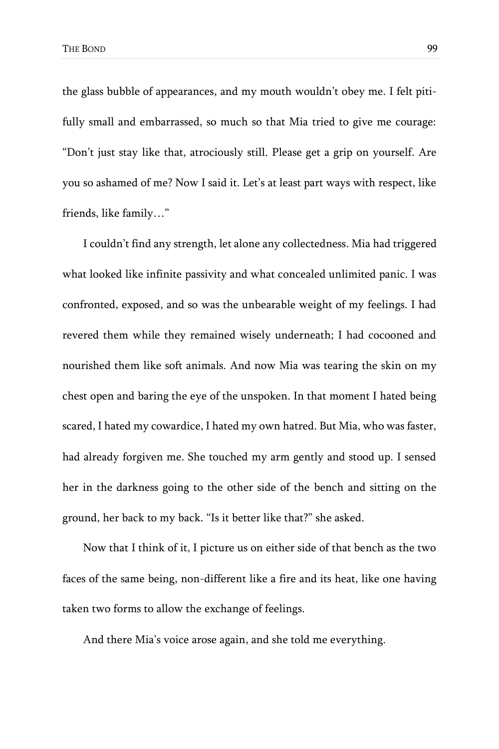the glass bubble of appearances, and my mouth wouldn't obey me. I felt pitifully small and embarrassed, so much so that Mia tried to give me courage: "Don't just stay like that, atrociously still. Please get a grip on yourself. Are you so ashamed of me? Now I said it. Let's at least part ways with respect, like friends, like family…"

I couldn't find any strength, let alone any collectedness. Mia had triggered what looked like infinite passivity and what concealed unlimited panic. I was confronted, exposed, and so was the unbearable weight of my feelings. I had revered them while they remained wisely underneath; I had cocooned and nourished them like soft animals. And now Mia was tearing the skin on my chest open and baring the eye of the unspoken. In that moment I hated being scared, I hated my cowardice, I hated my own hatred. But Mia, who was faster, had already forgiven me. She touched my arm gently and stood up. I sensed her in the darkness going to the other side of the bench and sitting on the ground, her back to my back. "Is it better like that?" she asked.

Now that I think of it, I picture us on either side of that bench as the two faces of the same being, non-different like a fire and its heat, like one having taken two forms to allow the exchange of feelings.

And there Mia's voice arose again, and she told me everything.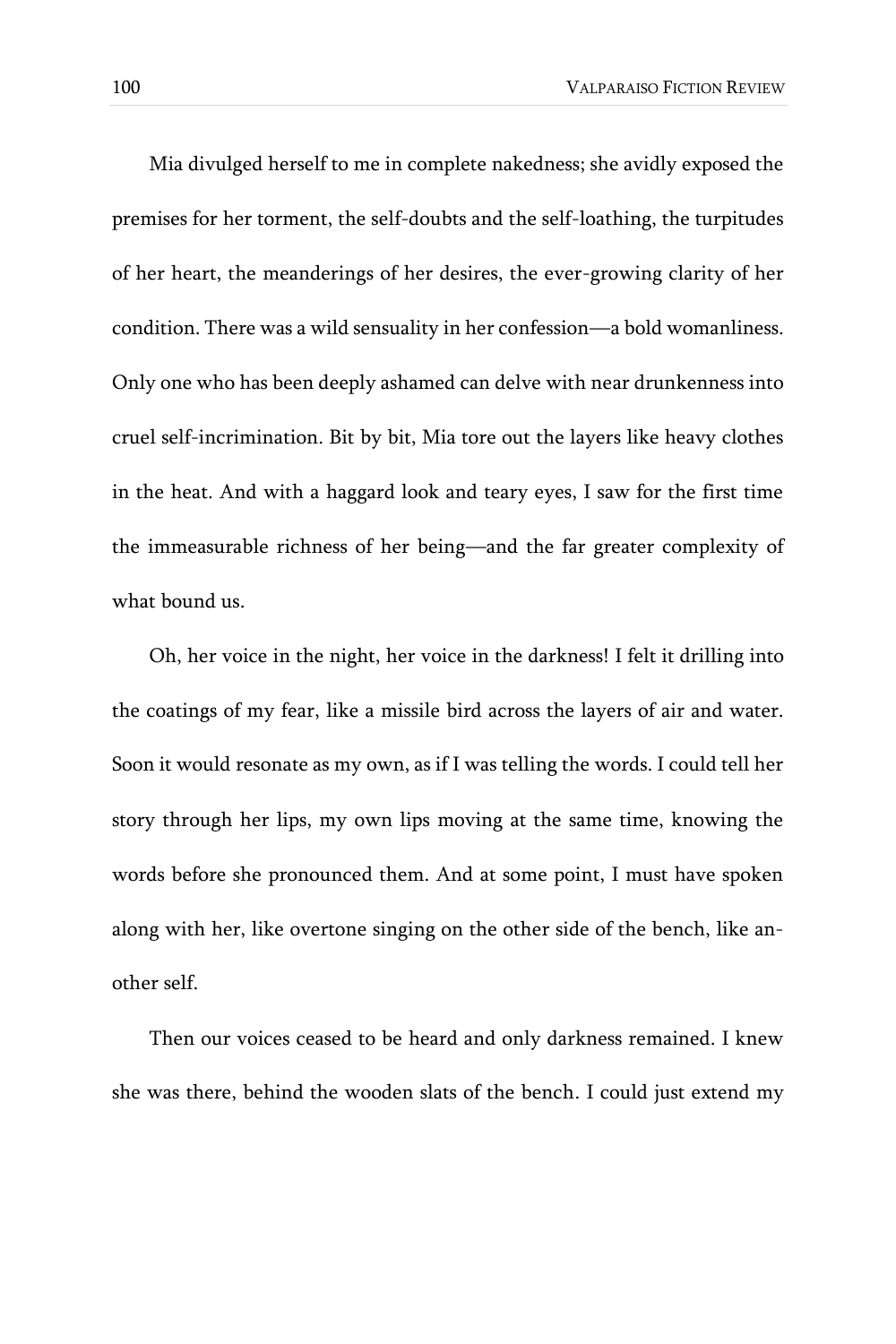Mia divulged herself to me in complete nakedness; she avidly exposed the premises for her torment, the self-doubts and the self-loathing, the turpitudes of her heart, the meanderings of her desires, the ever-growing clarity of her condition. There was a wild sensuality in her confession—a bold womanliness. Only one who has been deeply ashamed can delve with near drunkenness into cruel self-incrimination. Bit by bit, Mia tore out the layers like heavy clothes in the heat. And with a haggard look and teary eyes, I saw for the first time the immeasurable richness of her being—and the far greater complexity of what bound us.

Oh, her voice in the night, her voice in the darkness! I felt it drilling into the coatings of my fear, like a missile bird across the layers of air and water. Soon it would resonate as my own, as if I was telling the words. I could tell her story through her lips, my own lips moving at the same time, knowing the words before she pronounced them. And at some point, I must have spoken along with her, like overtone singing on the other side of the bench, like another self.

Then our voices ceased to be heard and only darkness remained. I knew she was there, behind the wooden slats of the bench. I could just extend my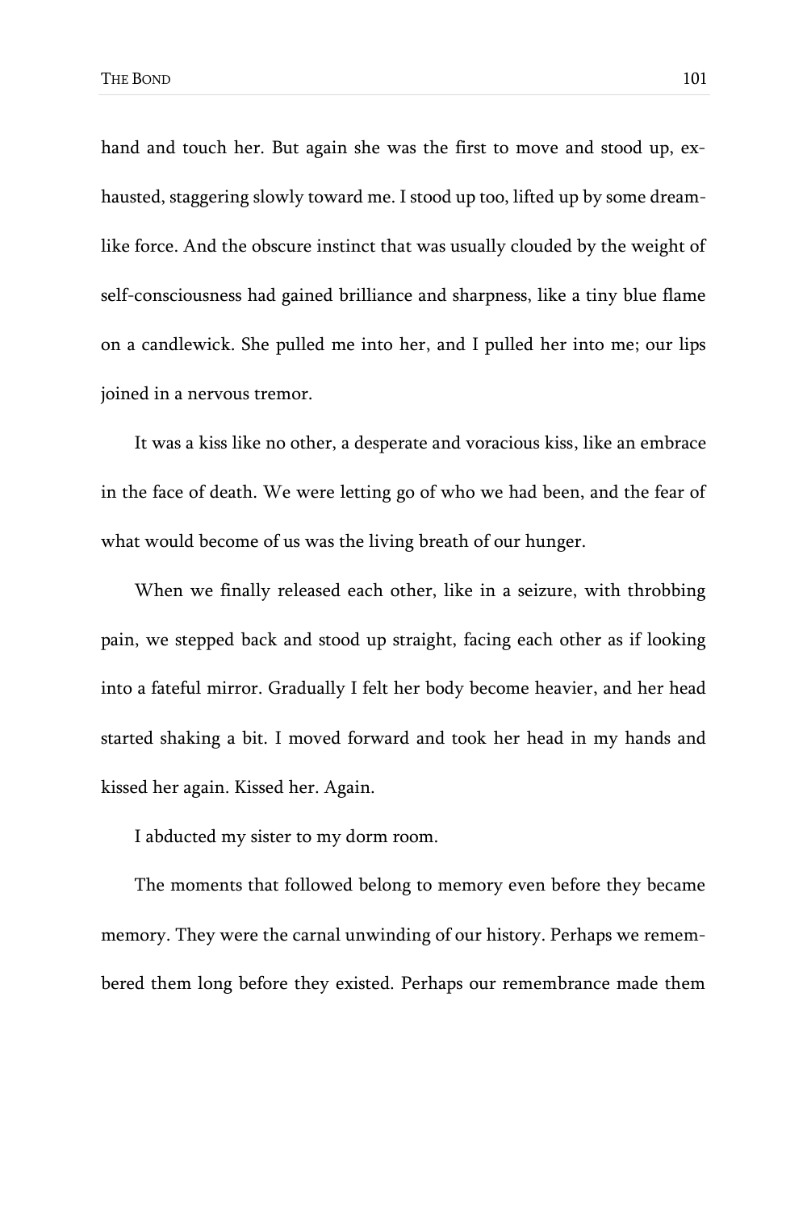hand and touch her. But again she was the first to move and stood up, exhausted, staggering slowly toward me. I stood up too, lifted up by some dreamlike force. And the obscure instinct that was usually clouded by the weight of self-consciousness had gained brilliance and sharpness, like a tiny blue flame on a candlewick. She pulled me into her, and I pulled her into me; our lips joined in a nervous tremor.

It was a kiss like no other, a desperate and voracious kiss, like an embrace in the face of death. We were letting go of who we had been, and the fear of what would become of us was the living breath of our hunger.

When we finally released each other, like in a seizure, with throbbing pain, we stepped back and stood up straight, facing each other as if looking into a fateful mirror. Gradually I felt her body become heavier, and her head started shaking a bit. I moved forward and took her head in my hands and kissed her again. Kissed her. Again.

I abducted my sister to my dorm room.

The moments that followed belong to memory even before they became memory. They were the carnal unwinding of our history. Perhaps we remembered them long before they existed. Perhaps our remembrance made them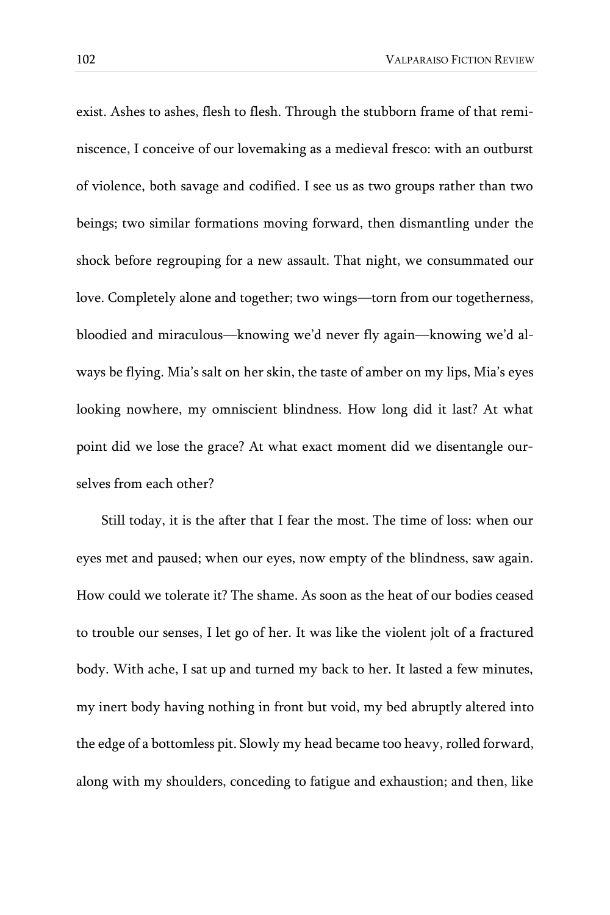exist. Ashes to ashes, flesh to flesh. Through the stubborn frame of that reminiscence, I conceive of our lovemaking as a medieval fresco: with an outburst of violence, both savage and codified. I see us as two groups rather than two beings; two similar formations moving forward, then dismantling under the shock before regrouping for a new assault. That night, we consummated our love. Completely alone and together; two wings—torn from our togetherness, bloodied and miraculous—knowing we'd never fly again—knowing we'd always be flying. Mia's salt on her skin, the taste of amber on my lips, Mia's eyes looking nowhere, my omniscient blindness. How long did it last? At what point did we lose the grace? At what exact moment did we disentangle ourselves from each other?

Still today, it is the after that I fear the most. The time of loss: when our eyes met and paused; when our eyes, now empty of the blindness, saw again. How could we tolerate it? The shame. As soon as the heat of our bodies ceased to trouble our senses, I let go of her. It was like the violent jolt of a fractured body. With ache, I sat up and turned my back to her. It lasted a few minutes, my inert body having nothing in front but void, my bed abruptly altered into the edge of a bottomless pit. Slowly my head became too heavy, rolled forward, along with my shoulders, conceding to fatigue and exhaustion; and then, like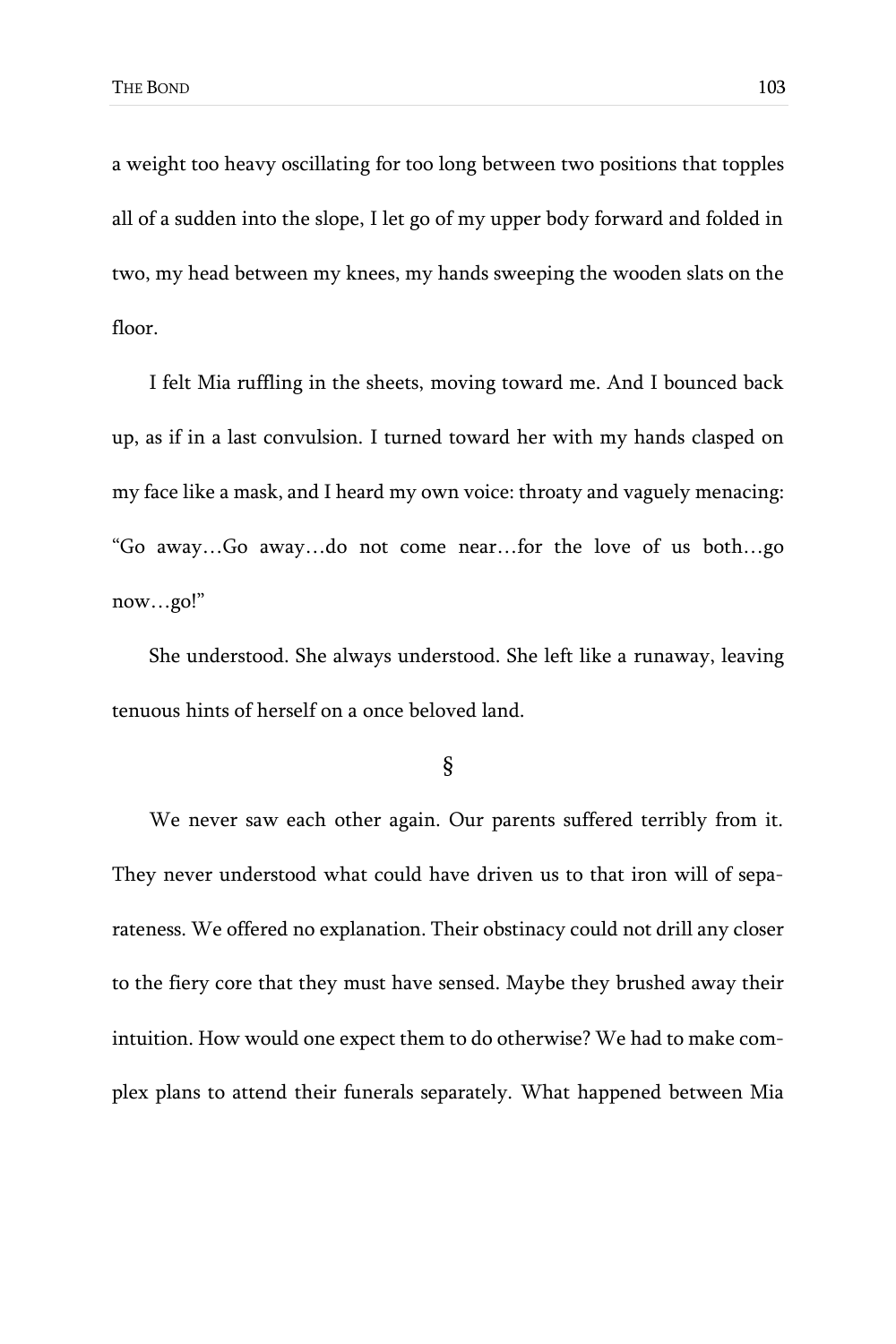a weight too heavy oscillating for too long between two positions that topples all of a sudden into the slope, I let go of my upper body forward and folded in two, my head between my knees, my hands sweeping the wooden slats on the floor.

I felt Mia ruffling in the sheets, moving toward me. And I bounced back up, as if in a last convulsion. I turned toward her with my hands clasped on my face like a mask, and I heard my own voice: throaty and vaguely menacing: "Go away…Go away…do not come near…for the love of us both…go now…go!"

She understood. She always understood. She left like a runaway, leaving tenuous hints of herself on a once beloved land.

§

We never saw each other again. Our parents suffered terribly from it. They never understood what could have driven us to that iron will of separateness. We offered no explanation. Their obstinacy could not drill any closer to the fiery core that they must have sensed. Maybe they brushed away their intuition. How would one expect them to do otherwise? We had to make complex plans to attend their funerals separately. What happened between Mia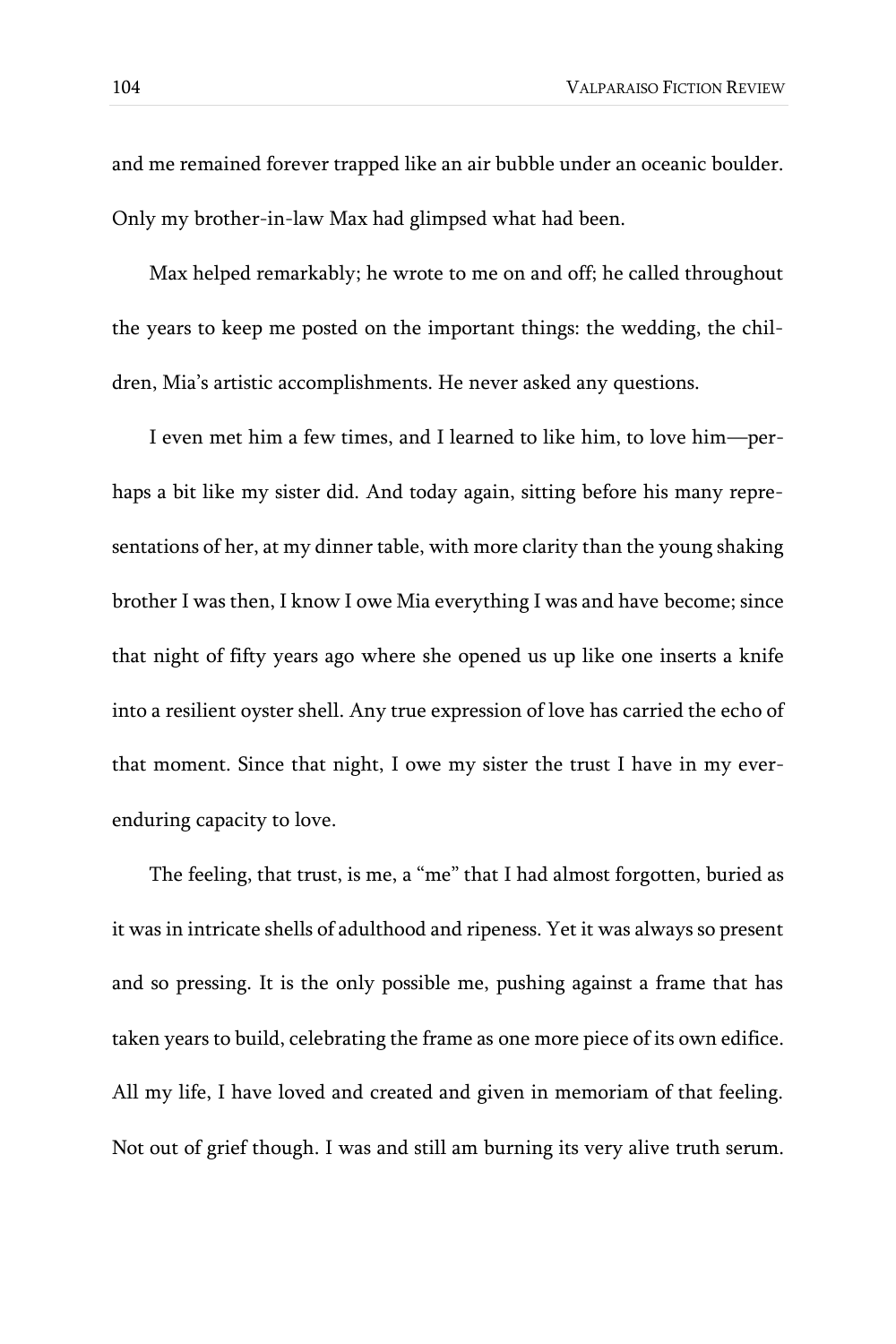and me remained forever trapped like an air bubble under an oceanic boulder. Only my brother-in-law Max had glimpsed what had been.

Max helped remarkably; he wrote to me on and off; he called throughout the years to keep me posted on the important things: the wedding, the children, Mia's artistic accomplishments. He never asked any questions.

I even met him a few times, and I learned to like him, to love him—perhaps a bit like my sister did. And today again, sitting before his many representations of her, at my dinner table, with more clarity than the young shaking brother I was then, I know I owe Mia everything I was and have become; since that night of fifty years ago where she opened us up like one inserts a knife into a resilient oyster shell. Any true expression of love has carried the echo of that moment. Since that night, I owe my sister the trust I have in my ever-enduring capacity to love.

The feeling, that trust, is me, a "me" that I had almost forgotten, buried as it was in intricate shells of adulthood and ripeness. Yet it was always so present and so pressing. It is the only possible me, pushing against a frame that has taken years to build, celebrating the frame as one more piece of its own edifice. All my life, I have loved and created and given in memoriam of that feeling. Not out of grief though. I was and still am burning its very alive truth serum.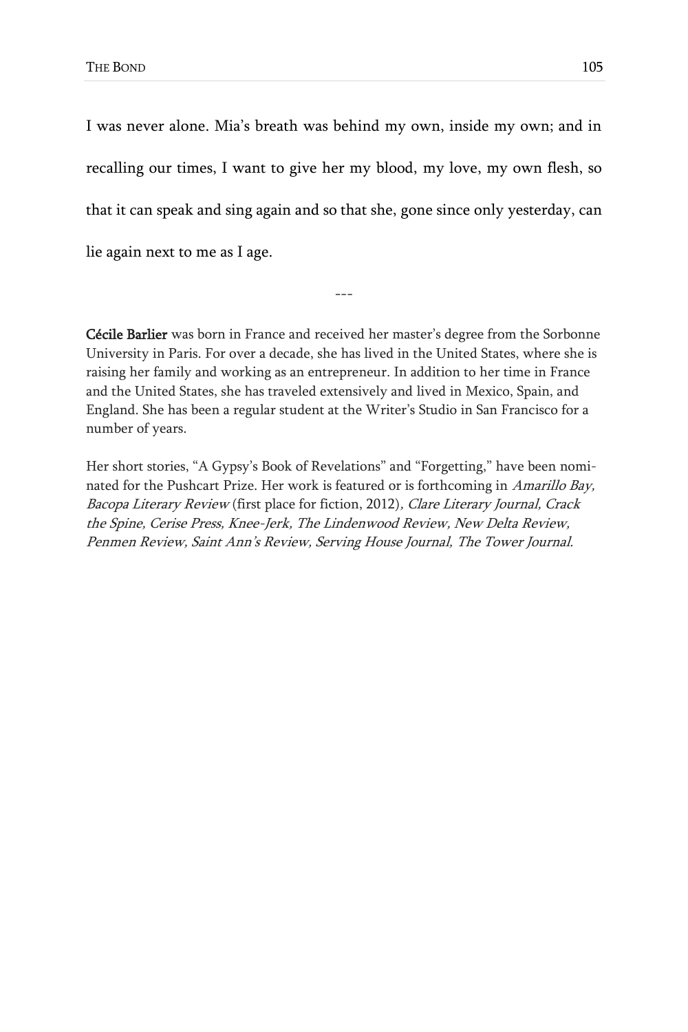I was never alone. Mia's breath was behind my own, inside my own; and in recalling our times, I want to give her my blood, my love, my own flesh, so that it can speak and sing again and so that she, gone since only yesterday, can lie again next to me as I age.

---

**Cécile Barlier** was born in France and received her master's degree from the Sorbonne University in Paris. For over a decade, she has lived in the United States, where she is raising her family and working as an entrepreneur. In addition to her time in France and the United States, she has traveled extensively and lived in Mexico, Spain, and England. She has been a regular student at the Writer's Studio in San Francisco for a number of years.

Her short stories, "A Gypsy's Book of Revelations" and "Forgetting," have been nominated for the Pushcart Prize. Her work is featured or is forthcoming in *Amarillo Bay, Bacopa Literary Review* (first place for fiction, 2012)*, Clare Literary Journal, Crack the Spine, Cerise Press, Knee-Jerk, The Lindenwood Review, New Delta Review, Penmen Review, Saint Ann's Review, Serving House Journal, The Tower Journal.*